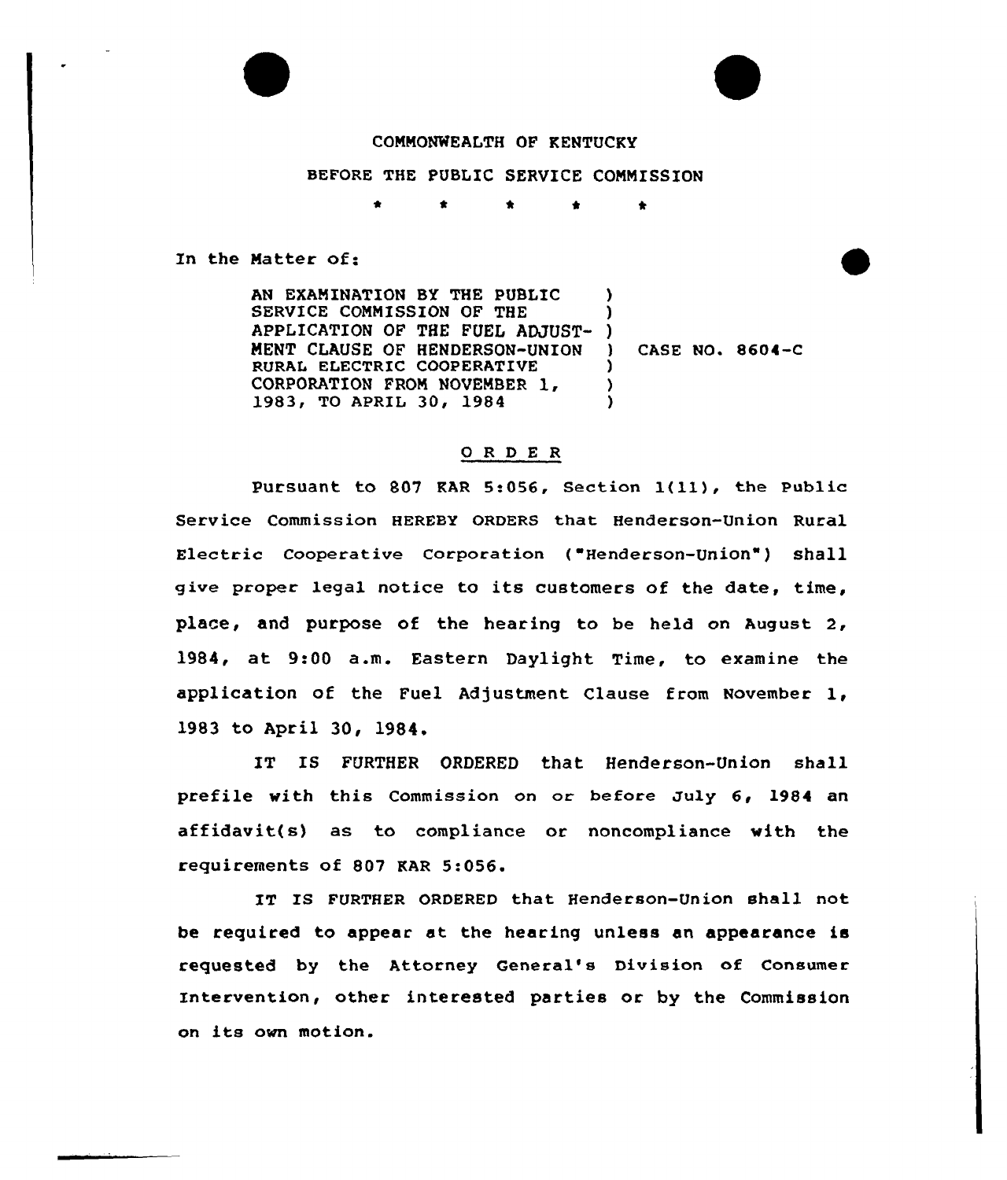COMMONWEALTH OF KENTUCKY

BEFORE THE PUBLIC SERVICE COMMISSION

\* \* \* \* \*

In the Matter of:

| | |
|---|---|
| AN EXAMINATION BY THE PUBLIC SERVICE COMMISSION OF THE APPLICATION OF THE FUEL ADJUSTMENT CLAUSE OF HENDERSON-UNION RURAL ELECTRIC COOPERATIVE CORPORATION FROM NOVEMBER 1, 1983, TO APRIL 30, 1984 | CASE NO. 8604-C |

## O R D E R

Pursuant to 807 KAR 5:056, Section 1(11), the Public Service Commission HEREBY ORDERS that Henderson-Union Rural Electric Cooperative Corporation ("Henderson-Union") shall give proper legal notice to its customers of the date, time, place, and purpose of the hearing to be held on August 2, 1984, at 9:00 a.m. Eastern Daylight Time, to examine the application of the Fuel Adjustment Clause from November 1, 1983 to April 30, 1984.

IT IS FURTHER ORDERED that Henderson-Union shall prefile with this Commission on or before July 6, 1984 an affidavit(s) as to compliance or noncompliance with the requirements of 807 KAR 5:056.

IT IS FURTHER ORDERED that Henderson-Union shall not be required to appear at the hearing unless an appearance is requested by the Attorney General's Division of Consumer Intervention, other interested parties or by the Commission on its own motion.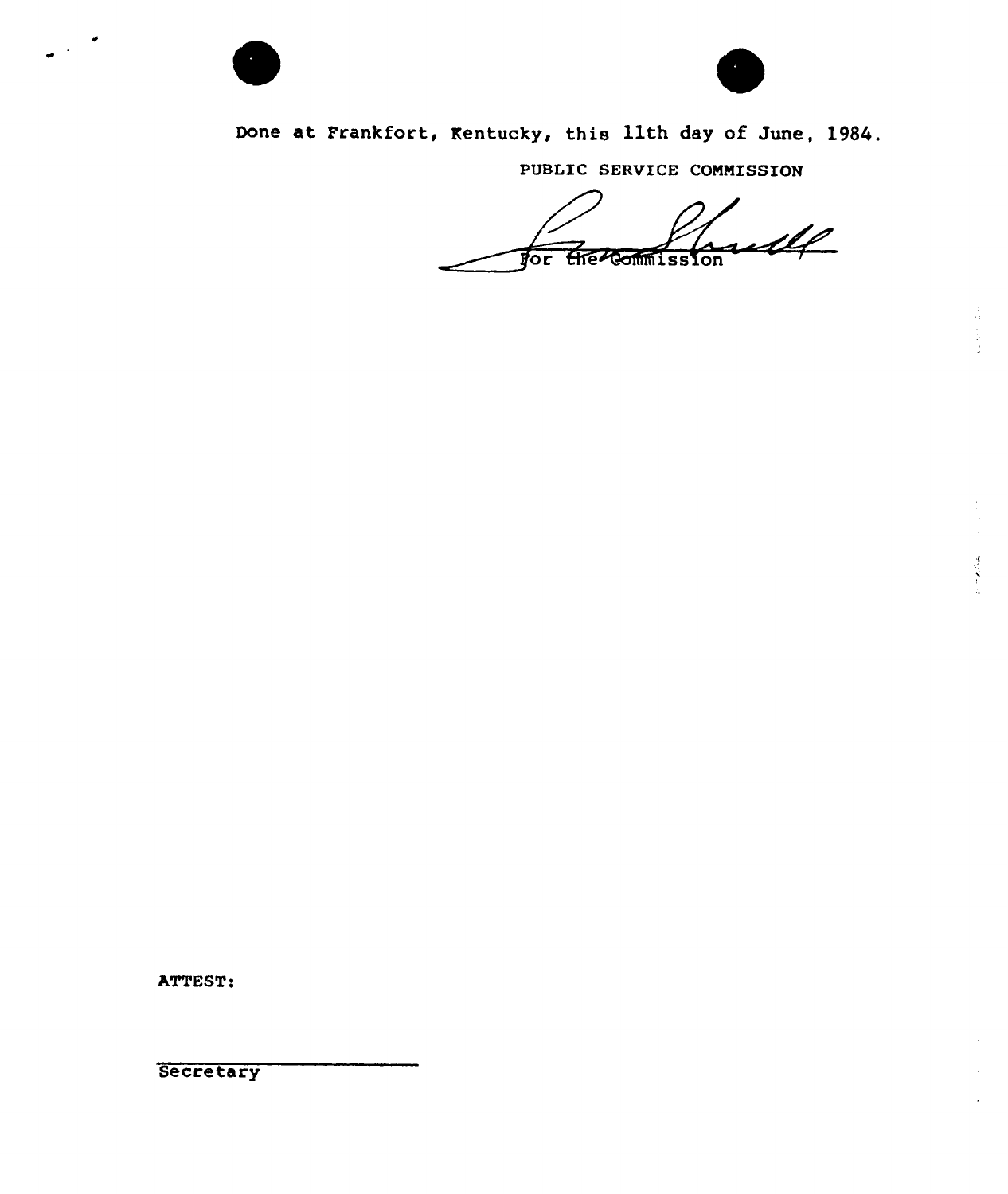Done at Frankfort, Kentucky, this 11th day of June, 1984.

PUBLIC SERVICE COMMISSION

For the Commission

ATTEST:

Secretary